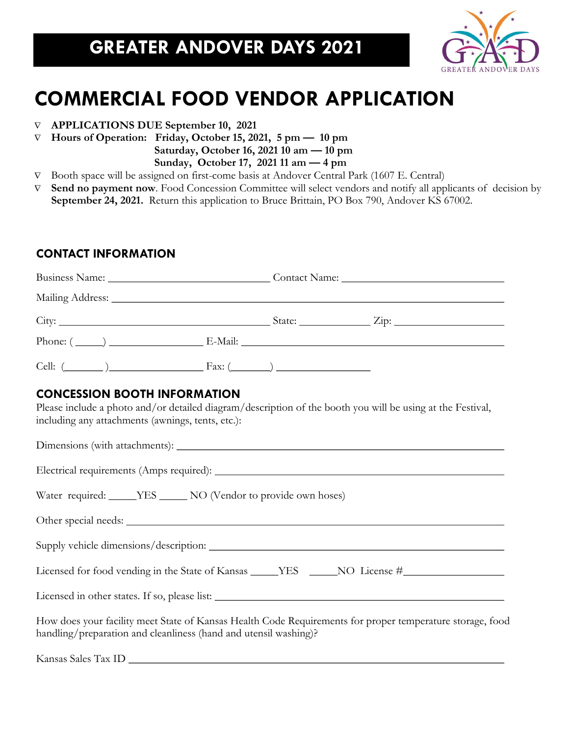# GREATER ANDOVER DAYS 2021

GREATER ANDOVER DAYS

# COMMERCIAL FOOD VENDOR APPLICATION

- **APPLICATIONS DUE September 10, 2021**
- **Hours of Operation: Friday, October 15, 2021, 5 pm — 10 pm**
  **Saturday, October 16, 2021 10 am — 10 pm**
  **Sunday, October 17, 2021 11 am — 4 pm**
- Booth space will be assigned on first-come basis at Andover Central Park (1607 E. Central)
- **Send no payment now**. Food Concession Committee will select vendors and notify all applicants of decision by **September 24, 2021.** Return this application to Bruce Brittain, PO Box 790, Andover KS 67002.

## CONTACT INFORMATION

Business Name: ______________________________ Contact Name: ______________________________

Mailing Address: ______________________________________________________________

City: ______________________________________ State: ____________ Zip: ____________________

Phone: ( _____ ) ________________ E-Mail: _____________________________________________

Cell: ( _______ )________________ Fax: ( _______ ) ________________

## CONCESSION BOOTH INFORMATION

Please include a photo and/or detailed diagram/description of the booth you will be using at the Festival, including any attachments (awnings, tents, etc.):

Dimensions (with attachments): ______________________________________________________

Electrical requirements (Amps required): ______________________________________________

Water required: _____YES _____ NO (Vendor to provide own hoses)

Other special needs: ______________________________________________________________

Supply vehicle dimensions/description: _______________________________________________

Licensed for food vending in the State of Kansas _____YES _____NO License #_________________

Licensed in other states. If so, please list: ______________________________________________

How does your facility meet State of Kansas Health Code Requirements for proper temperature storage, food handling/preparation and cleanliness (hand and utensil washing)?

Kansas Sales Tax ID ______________________________________________________________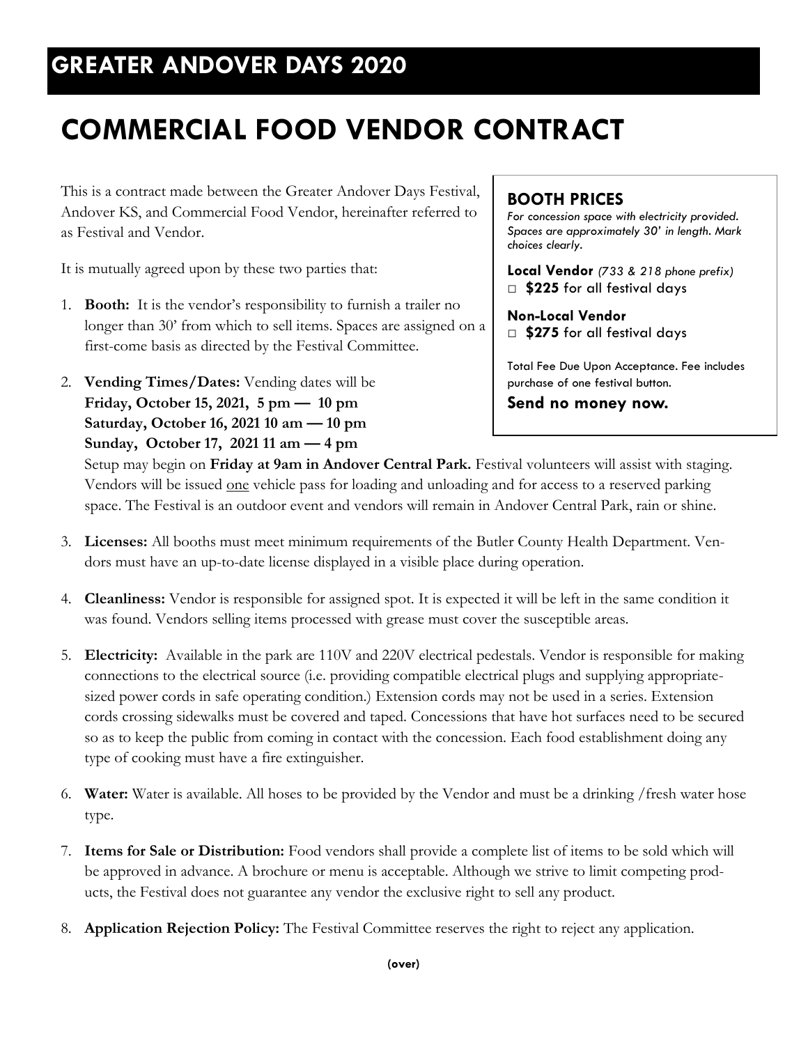## GREATER ANDOVER DAYS 2020

# COMMERCIAL FOOD VENDOR CONTRACT

This is a contract made between the Greater Andover Days Festival, Andover KS, and Commercial Food Vendor, hereinafter referred to as Festival and Vendor.

It is mutually agreed upon by these two parties that:

1. **Booth:** It is the vendor's responsibility to furnish a trailer no longer than 30' from which to sell items. Spaces are assigned on a first-come basis as directed by the Festival Committee.

2. **Vending Times/Dates:** Vending dates will be
   **Friday, October 15, 2021, 5 pm — 10 pm**
   **Saturday, October 16, 2021 10 am — 10 pm**
   **Sunday, October 17, 2021 11 am — 4 pm**
   Setup may begin on **Friday at 9am in Andover Central Park.** Festival volunteers will assist with staging. Vendors will be issued one vehicle pass for loading and unloading and for access to a reserved parking space. The Festival is an outdoor event and vendors will remain in Andover Central Park, rain or shine.

3. **Licenses:** All booths must meet minimum requirements of the Butler County Health Department. Vendors must have an up-to-date license displayed in a visible place during operation.

4. **Cleanliness:** Vendor is responsible for assigned spot. It is expected it will be left in the same condition it was found. Vendors selling items processed with grease must cover the susceptible areas.

5. **Electricity:** Available in the park are 110V and 220V electrical pedestals. Vendor is responsible for making connections to the electrical source (i.e. providing compatible electrical plugs and supplying appropriate-sized power cords in safe operating condition.) Extension cords may not be used in a series. Extension cords crossing sidewalks must be covered and taped. Concessions that have hot surfaces need to be secured so as to keep the public from coming in contact with the concession. Each food establishment doing any type of cooking must have a fire extinguisher.

6. **Water:** Water is available. All hoses to be provided by the Vendor and must be a drinking /fresh water hose type.

7. **Items for Sale or Distribution:** Food vendors shall provide a complete list of items to be sold which will be approved in advance. A brochure or menu is acceptable. Although we strive to limit competing products, the Festival does not guarantee any vendor the exclusive right to sell any product.

8. **Application Rejection Policy:** The Festival Committee reserves the right to reject any application.

### BOOTH PRICES

*For concession space with electricity provided. Spaces are approximately 30' in length. Mark choices clearly.*

**Local Vendor** *(733 & 218 phone prefix)*
□ **$225** for all festival days

**Non-Local Vendor**
□ **$275** for all festival days

Total Fee Due Upon Acceptance. Fee includes purchase of one festival button.

**Send no money now.**

**(over)**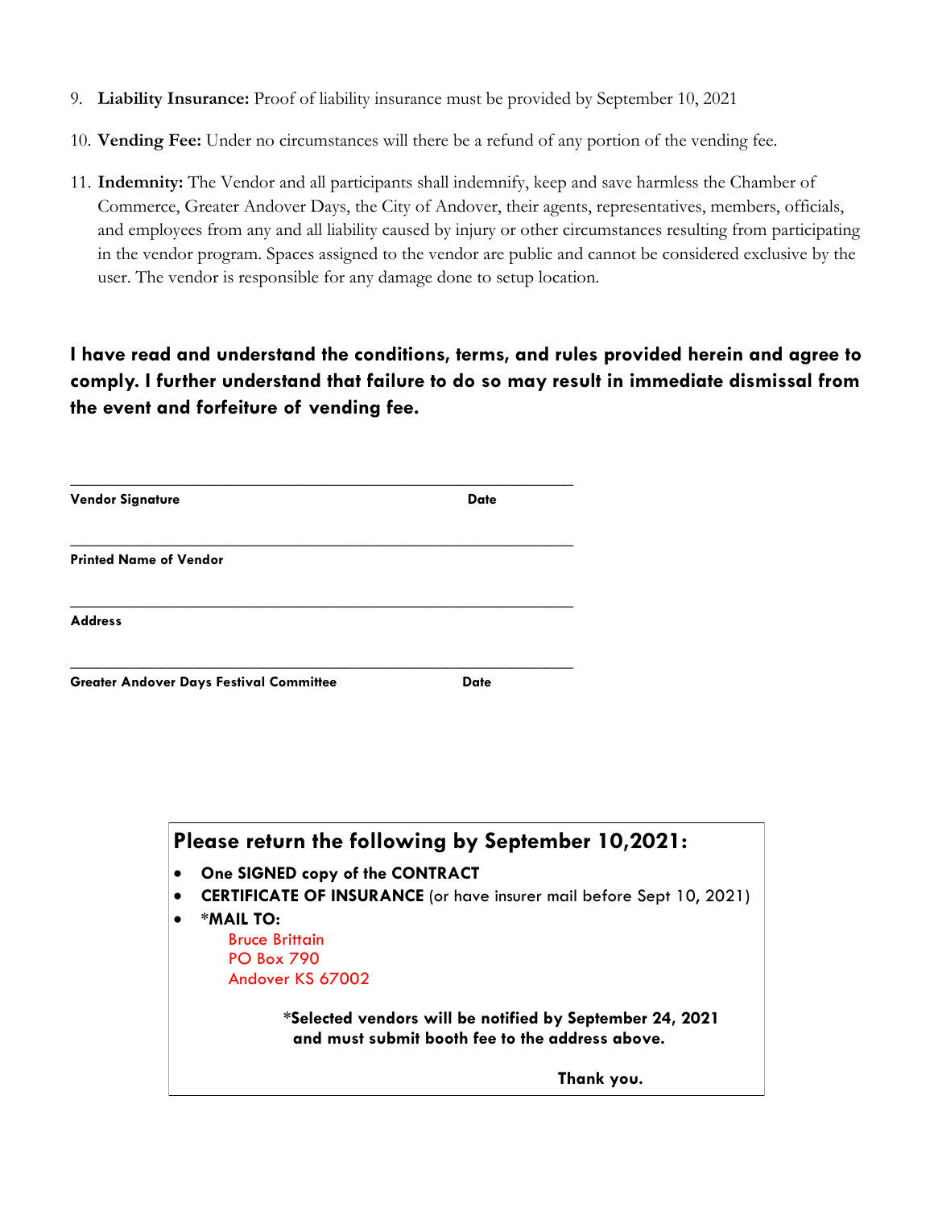9. **Liability Insurance:** Proof of liability insurance must be provided by September 10, 2021

10. **Vending Fee:** Under no circumstances will there be a refund of any portion of the vending fee.

11. **Indemnity:** The Vendor and all participants shall indemnify, keep and save harmless the Chamber of Commerce, Greater Andover Days, the City of Andover, their agents, representatives, members, officials, and employees from any and all liability caused by injury or other circumstances resulting from participating in the vendor program. Spaces assigned to the vendor are public and cannot be considered exclusive by the user. The vendor is responsible for any damage done to setup location.

**I have read and understand the conditions, terms, and rules provided herein and agree to comply. I further understand that failure to do so may result in immediate dismissal from the event and forfeiture of vending fee.**

\_\_\_\_\_\_\_\_\_\_\_\_\_\_\_\_\_\_\_\_\_\_\_\_\_\_\_\_\_\_\_\_\_\_\_\_\_\_\_\_\_\_\_\_\_\_\_\_\_\_\_\_\_\_\_\_\_\_

**Vendor Signature** **Date**

\_\_\_\_\_\_\_\_\_\_\_\_\_\_\_\_\_\_\_\_\_\_\_\_\_\_\_\_\_\_\_\_\_\_\_\_\_\_\_\_\_\_\_\_\_\_\_\_\_\_\_\_\_\_\_\_\_\_

**Printed Name of Vendor**

\_\_\_\_\_\_\_\_\_\_\_\_\_\_\_\_\_\_\_\_\_\_\_\_\_\_\_\_\_\_\_\_\_\_\_\_\_\_\_\_\_\_\_\_\_\_\_\_\_\_\_\_\_\_\_\_\_\_

**Address**

\_\_\_\_\_\_\_\_\_\_\_\_\_\_\_\_\_\_\_\_\_\_\_\_\_\_\_\_\_\_\_\_\_\_\_\_\_\_\_\_\_\_\_\_\_\_\_\_\_\_\_\_\_\_\_\_\_\_

**Greater Andover Days Festival Committee** **Date**

## Please return the following by September 10,2021:

- **One SIGNED copy of the CONTRACT**
- **CERTIFICATE OF INSURANCE** (or have insurer mail before Sept 10, 2021)
- ***MAIL TO:**

  Bruce Brittain
  PO Box 790
  Andover KS 67002

**\*Selected vendors will be notified by September 24, 2021 and must submit booth fee to the address above.**

**Thank you.**